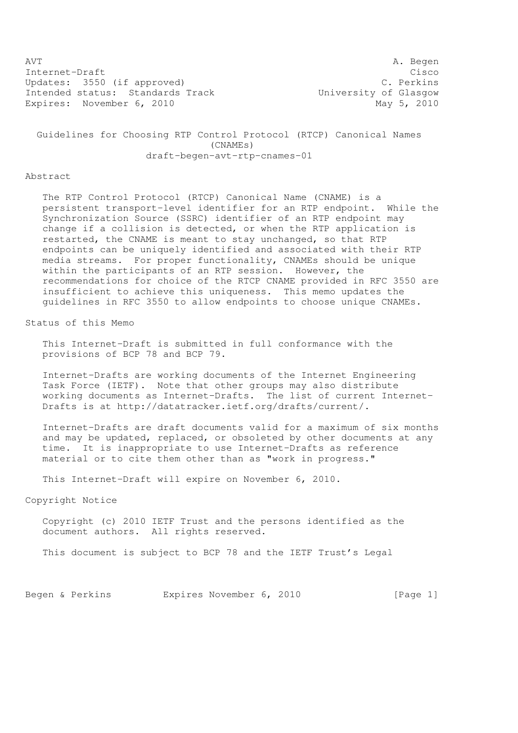AVT A. Begen
Internet-Draft Cisco
Updates: 3550 (if approved) C. Perkins
Intended status: Standards Track University of Glasgow
Expires: November 6, 2010 May 5, 2010

# Guidelines for Choosing RTP Control Protocol (RTCP) Canonical Names (CNAMEs)

draft-begen-avt-rtp-cnames-01

## Abstract

The RTP Control Protocol (RTCP) Canonical Name (CNAME) is a persistent transport-level identifier for an RTP endpoint. While the Synchronization Source (SSRC) identifier of an RTP endpoint may change if a collision is detected, or when the RTP application is restarted, the CNAME is meant to stay unchanged, so that RTP endpoints can be uniquely identified and associated with their RTP media streams. For proper functionality, CNAMEs should be unique within the participants of an RTP session. However, the recommendations for choice of the RTCP CNAME provided in RFC 3550 are insufficient to achieve this uniqueness. This memo updates the guidelines in RFC 3550 to allow endpoints to choose unique CNAMEs.

## Status of this Memo

This Internet-Draft is submitted in full conformance with the provisions of BCP 78 and BCP 79.

Internet-Drafts are working documents of the Internet Engineering Task Force (IETF). Note that other groups may also distribute working documents as Internet-Drafts. The list of current Internet-Drafts is at http://datatracker.ietf.org/drafts/current/.

Internet-Drafts are draft documents valid for a maximum of six months and may be updated, replaced, or obsoleted by other documents at any time. It is inappropriate to use Internet-Drafts as reference material or to cite them other than as "work in progress."

This Internet-Draft will expire on November 6, 2010.

## Copyright Notice

Copyright (c) 2010 IETF Trust and the persons identified as the document authors. All rights reserved.

This document is subject to BCP 78 and the IETF Trust's Legal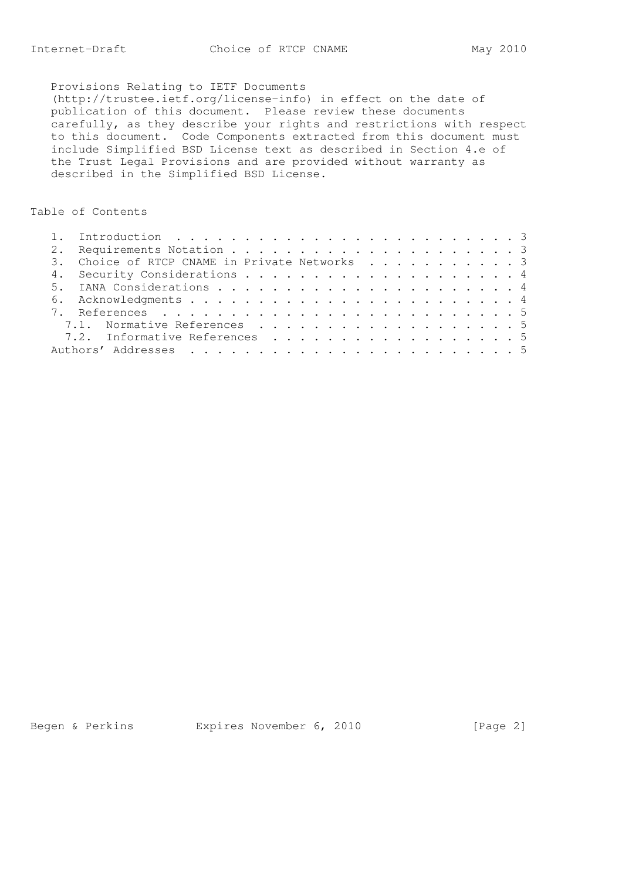Provisions Relating to IETF Documents (http://trustee.ietf.org/license-info) in effect on the date of publication of this document. Please review these documents carefully, as they describe your rights and restrictions with respect to this document. Code Components extracted from this document must include Simplified BSD License text as described in Section 4.e of the Trust Legal Provisions and are provided without warranty as described in the Simplified BSD License.

## Table of Contents

- 1. Introduction . . . . . . . . . . . . . . . . . . . . . . . . . 3
- 2. Requirements Notation . . . . . . . . . . . . . . . . . . . . . 3
- 3. Choice of RTCP CNAME in Private Networks . . . . . . . . . . . 3
- 4. Security Considerations . . . . . . . . . . . . . . . . . . . . 4
- 5. IANA Considerations . . . . . . . . . . . . . . . . . . . . . . 4
- 6. Acknowledgments . . . . . . . . . . . . . . . . . . . . . . . . 4
- 7. References . . . . . . . . . . . . . . . . . . . . . . . . . . 5
  - 7.1. Normative References . . . . . . . . . . . . . . . . . . . 5
  - 7.2. Informative References . . . . . . . . . . . . . . . . . . 5
- Authors' Addresses . . . . . . . . . . . . . . . . . . . . . . . . 5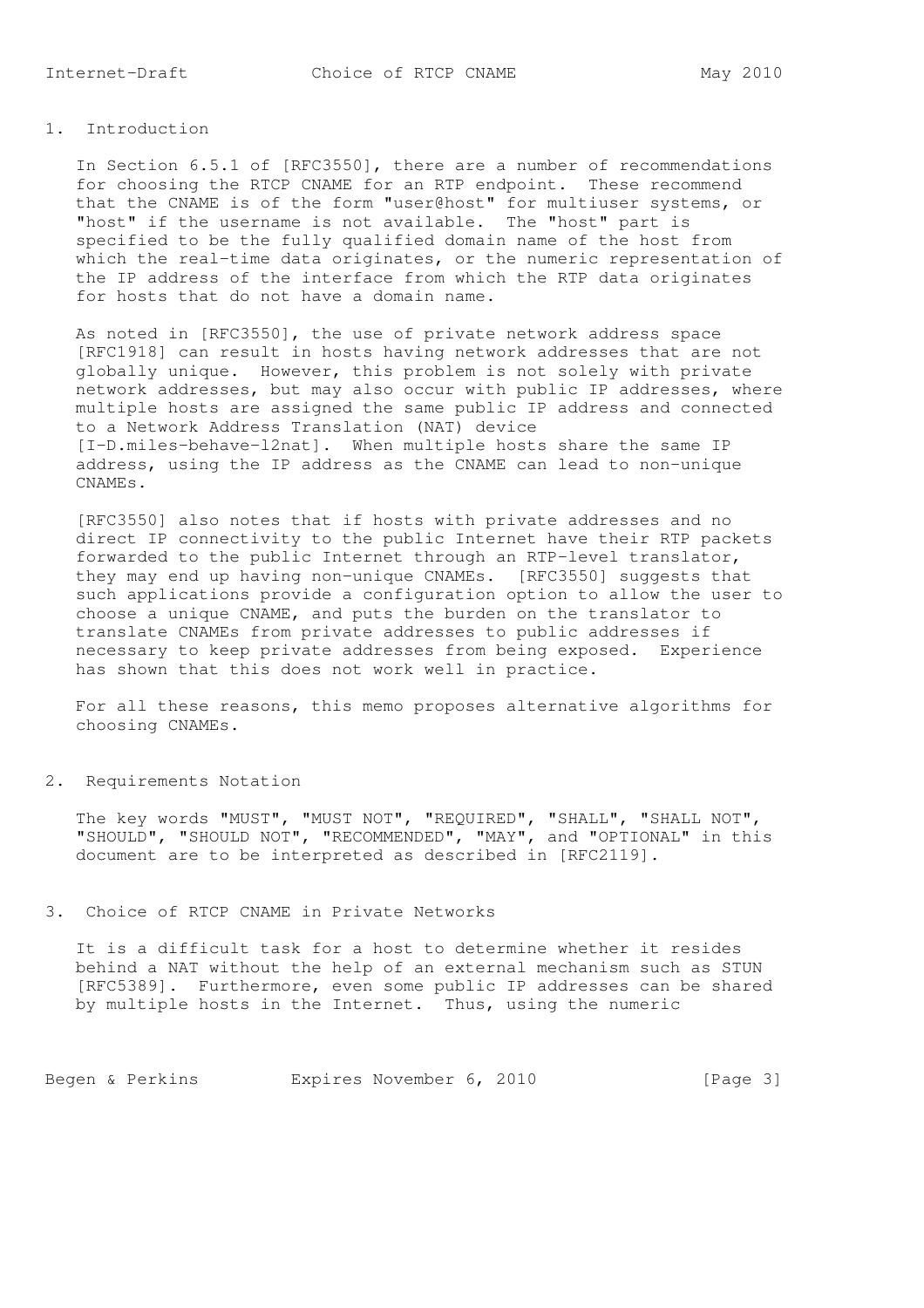## 1. Introduction

In Section 6.5.1 of [RFC3550], there are a number of recommendations for choosing the RTCP CNAME for an RTP endpoint. These recommend that the CNAME is of the form "user@host" for multiuser systems, or "host" if the username is not available. The "host" part is specified to be the fully qualified domain name of the host from which the real-time data originates, or the numeric representation of the IP address of the interface from which the RTP data originates for hosts that do not have a domain name.

As noted in [RFC3550], the use of private network address space [RFC1918] can result in hosts having network addresses that are not globally unique. However, this problem is not solely with private network addresses, but may also occur with public IP addresses, where multiple hosts are assigned the same public IP address and connected to a Network Address Translation (NAT) device [I-D.miles-behave-l2nat]. When multiple hosts share the same IP address, using the IP address as the CNAME can lead to non-unique CNAMEs.

[RFC3550] also notes that if hosts with private addresses and no direct IP connectivity to the public Internet have their RTP packets forwarded to the public Internet through an RTP-level translator, they may end up having non-unique CNAMEs. [RFC3550] suggests that such applications provide a configuration option to allow the user to choose a unique CNAME, and puts the burden on the translator to translate CNAMEs from private addresses to public addresses if necessary to keep private addresses from being exposed. Experience has shown that this does not work well in practice.

For all these reasons, this memo proposes alternative algorithms for choosing CNAMEs.

## 2. Requirements Notation

The key words "MUST", "MUST NOT", "REQUIRED", "SHALL", "SHALL NOT", "SHOULD", "SHOULD NOT", "RECOMMENDED", "MAY", and "OPTIONAL" in this document are to be interpreted as described in [RFC2119].

## 3. Choice of RTCP CNAME in Private Networks

It is a difficult task for a host to determine whether it resides behind a NAT without the help of an external mechanism such as STUN [RFC5389]. Furthermore, even some public IP addresses can be shared by multiple hosts in the Internet. Thus, using the numeric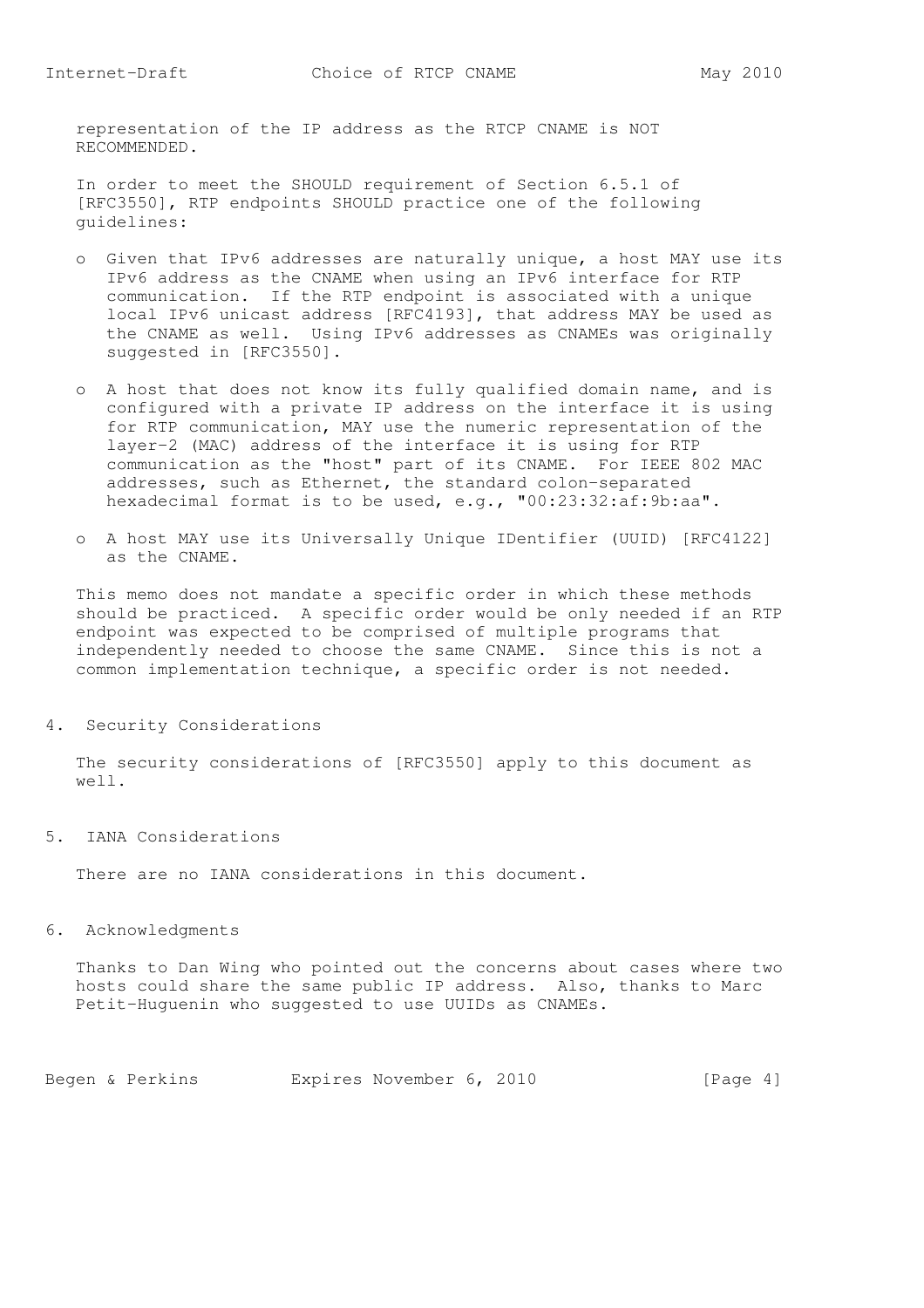representation of the IP address as the RTCP CNAME is NOT RECOMMENDED.

In order to meet the SHOULD requirement of Section 6.5.1 of [RFC3550], RTP endpoints SHOULD practice one of the following guidelines:

- Given that IPv6 addresses are naturally unique, a host MAY use its IPv6 address as the CNAME when using an IPv6 interface for RTP communication. If the RTP endpoint is associated with a unique local IPv6 unicast address [RFC4193], that address MAY be used as the CNAME as well. Using IPv6 addresses as CNAMEs was originally suggested in [RFC3550].

- A host that does not know its fully qualified domain name, and is configured with a private IP address on the interface it is using for RTP communication, MAY use the numeric representation of the layer-2 (MAC) address of the interface it is using for RTP communication as the "host" part of its CNAME. For IEEE 802 MAC addresses, such as Ethernet, the standard colon-separated hexadecimal format is to be used, e.g., "00:23:32:af:9b:aa".

- A host MAY use its Universally Unique IDentifier (UUID) [RFC4122] as the CNAME.

This memo does not mandate a specific order in which these methods should be practiced. A specific order would be only needed if an RTP endpoint was expected to be comprised of multiple programs that independently needed to choose the same CNAME. Since this is not a common implementation technique, a specific order is not needed.

## 4. Security Considerations

The security considerations of [RFC3550] apply to this document as well.

## 5. IANA Considerations

There are no IANA considerations in this document.

## 6. Acknowledgments

Thanks to Dan Wing who pointed out the concerns about cases where two hosts could share the same public IP address. Also, thanks to Marc Petit-Huguenin who suggested to use UUIDs as CNAMEs.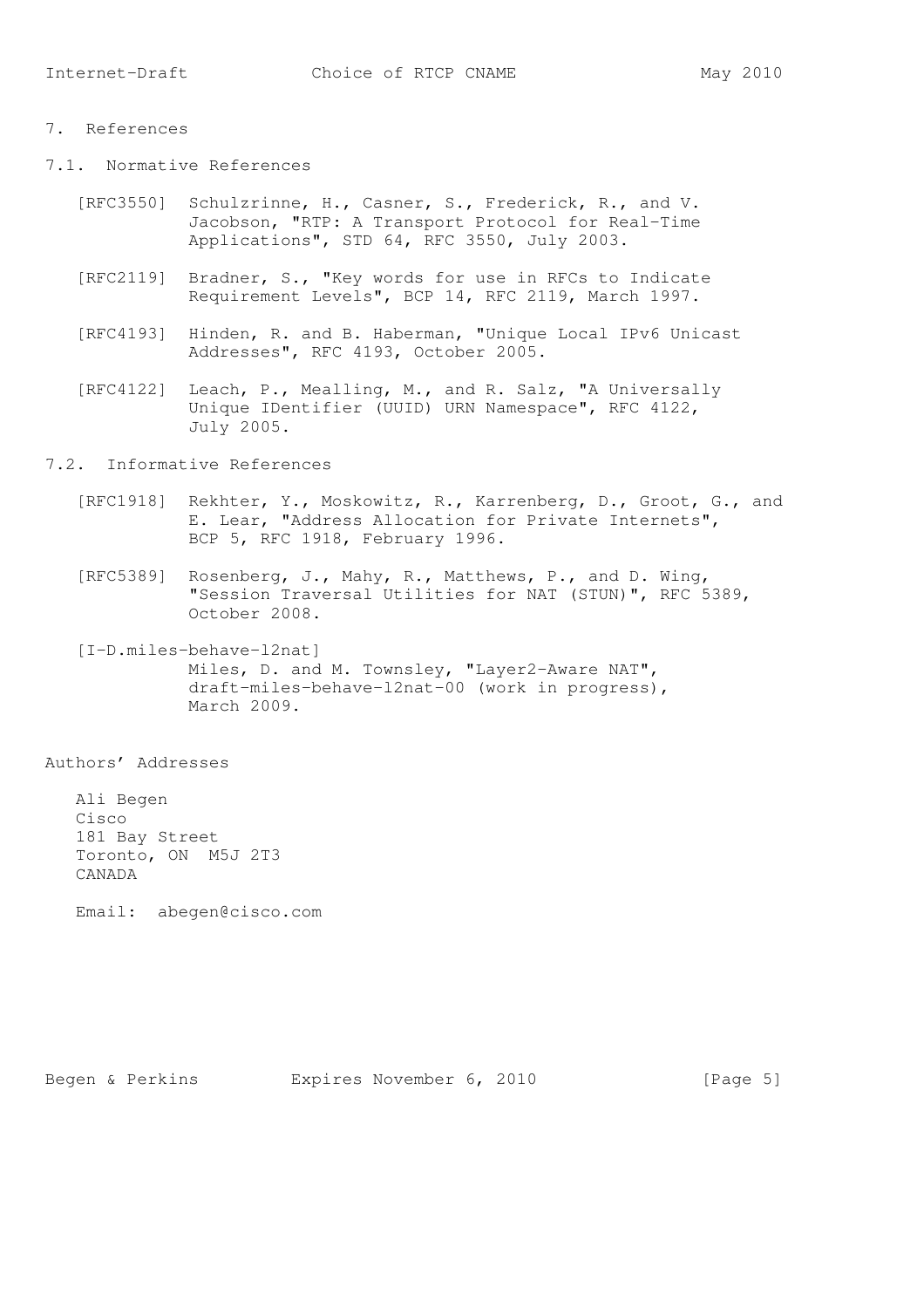# 7. References

## 7.1. Normative References

[RFC3550] Schulzrinne, H., Casner, S., Frederick, R., and V. Jacobson, "RTP: A Transport Protocol for Real-Time Applications", STD 64, RFC 3550, July 2003.

[RFC2119] Bradner, S., "Key words for use in RFCs to Indicate Requirement Levels", BCP 14, RFC 2119, March 1997.

[RFC4193] Hinden, R. and B. Haberman, "Unique Local IPv6 Unicast Addresses", RFC 4193, October 2005.

[RFC4122] Leach, P., Mealling, M., and R. Salz, "A Universally Unique IDentifier (UUID) URN Namespace", RFC 4122, July 2005.

## 7.2. Informative References

[RFC1918] Rekhter, Y., Moskowitz, R., Karrenberg, D., Groot, G., and E. Lear, "Address Allocation for Private Internets", BCP 5, RFC 1918, February 1996.

[RFC5389] Rosenberg, J., Mahy, R., Matthews, P., and D. Wing, "Session Traversal Utilities for NAT (STUN)", RFC 5389, October 2008.

[I-D.miles-behave-l2nat] Miles, D. and M. Townsley, "Layer2-Aware NAT", draft-miles-behave-l2nat-00 (work in progress), March 2009.

# Authors' Addresses

Ali Begen
Cisco
181 Bay Street
Toronto, ON  M5J 2T3
CANADA

Email: abegen@cisco.com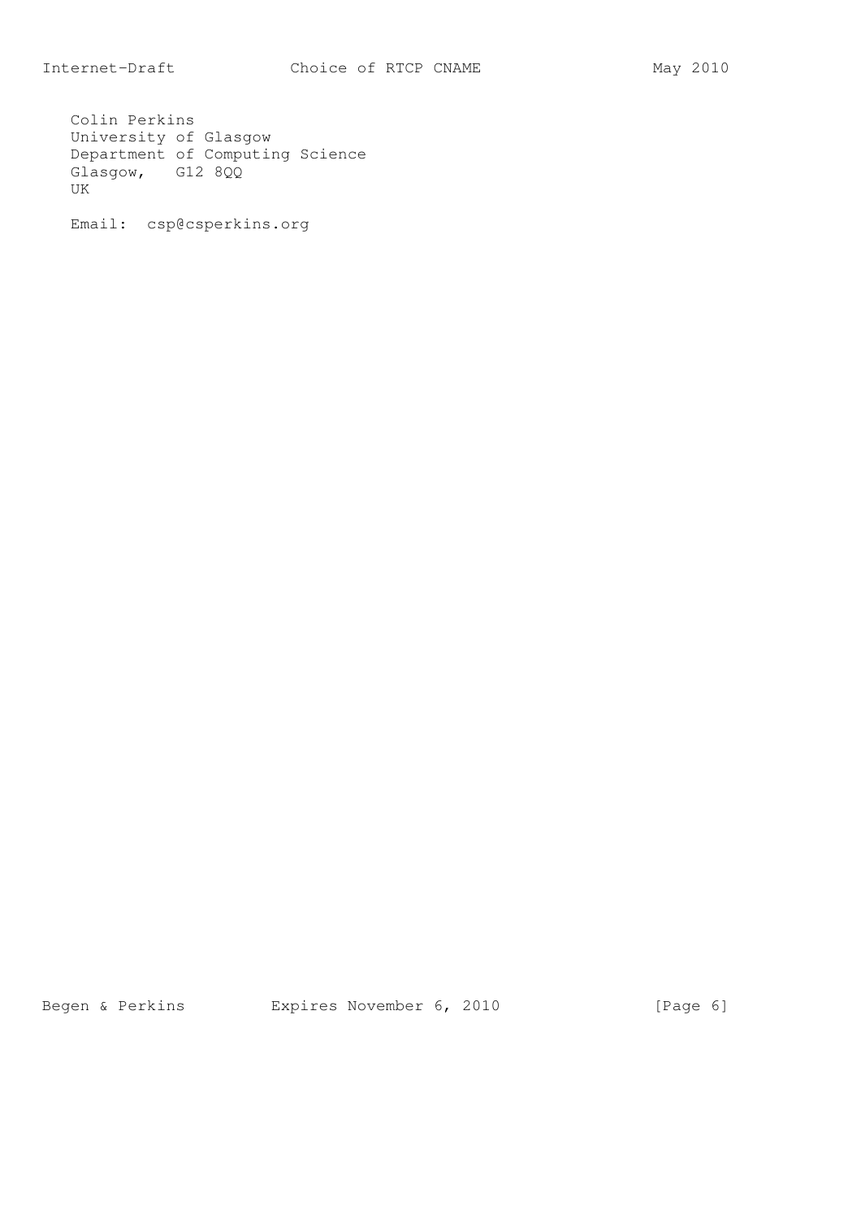Colin Perkins
University of Glasgow
Department of Computing Science
Glasgow, G12 8QQ
UK

Email: csp@csperkins.org